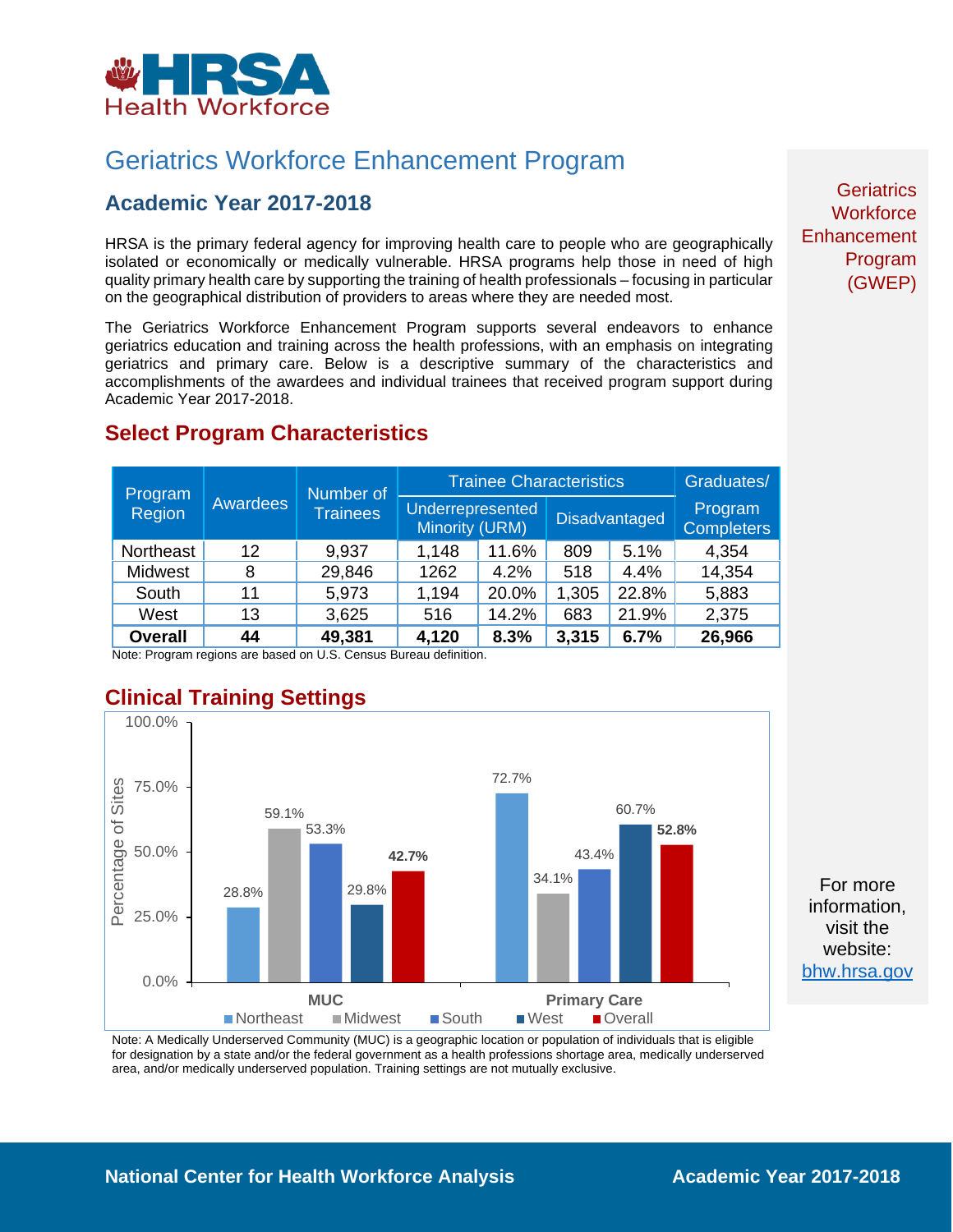# Geriatrics Workforce Enhancement Program

## Academic Year 2017-2018

HRSA is the primary federal agency for improving health care to people who are geographically isolated or economically or medically vulnerable. HRSA programs help those in need of high quality primary health care by supporting the training of health professionals – focusing in particular on the geographical distribution of providers to areas where they are needed most.

The Geriatrics Workforce Enhancement Program supports several endeavors to enhance geriatrics education and training across the health professions, with an emphasis on integrating geriatrics and primary care. Below is a descriptive summary of the characteristics and accomplishments of the awardees and individual trainees that received program support during Academic Year 2017-2018.

Geriatrics Workforce Enhancement Program (GWEP)

## Select Program Characteristics

| Program Region | Awardees | Number of Trainees | Trainee Characteristics | | | | Graduates/ |
|---|---|---|---|---|---|---|---|
| | | | Underrepresented Minority (URM) | | Disadvantaged | | Program Completers |
| Northeast | 12 | 9,937 | 1,148 | 11.6% | 809 | 5.1% | 4,354 |
| Midwest | 8 | 29,846 | 1262 | 4.2% | 518 | 4.4% | 14,354 |
| South | 11 | 5,973 | 1,194 | 20.0% | 1,305 | 22.8% | 5,883 |
| West | 13 | 3,625 | 516 | 14.2% | 683 | 21.9% | 2,375 |
| **Overall** | **44** | **49,381** | **4,120** | **8.3%** | **3,315** | **6.7%** | **26,966** |

Note: Program regions are based on U.S. Census Bureau definition.

## Clinical Training Settings

| Setting | Northeast | Midwest | South | West | Overall |
|---|---|---|---|---|---|
| MUC | 28.8% | 59.1% | 53.3% | 29.8% | **42.7%** |
| Primary Care | 72.7% | 34.1% | 43.4% | 60.7% | **52.8%** |

Note: A Medically Underserved Community (MUC) is a geographic location or population of individuals that is eligible for designation by a state and/or the federal government as a health professions shortage area, medically underserved area, and/or medically underserved population. Training settings are not mutually exclusive.

For more information, visit the website: bhw.hrsa.gov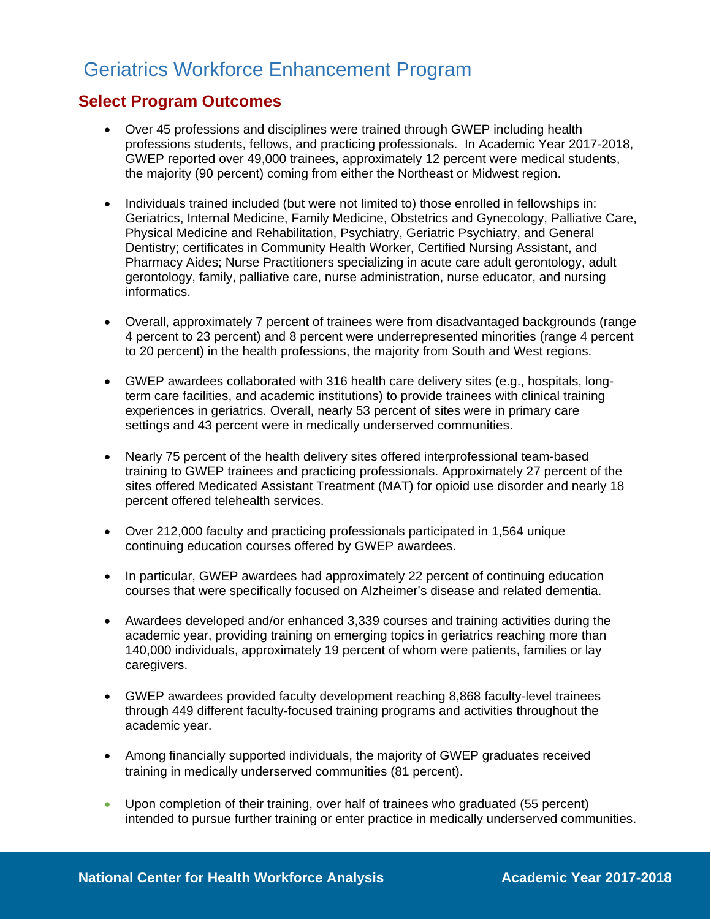# Geriatrics Workforce Enhancement Program

## Select Program Outcomes

- Over 45 professions and disciplines were trained through GWEP including health professions students, fellows, and practicing professionals. In Academic Year 2017-2018, GWEP reported over 49,000 trainees, approximately 12 percent were medical students, the majority (90 percent) coming from either the Northeast or Midwest region.

- Individuals trained included (but were not limited to) those enrolled in fellowships in: Geriatrics, Internal Medicine, Family Medicine, Obstetrics and Gynecology, Palliative Care, Physical Medicine and Rehabilitation, Psychiatry, Geriatric Psychiatry, and General Dentistry; certificates in Community Health Worker, Certified Nursing Assistant, and Pharmacy Aides; Nurse Practitioners specializing in acute care adult gerontology, adult gerontology, family, palliative care, nurse administration, nurse educator, and nursing informatics.

- Overall, approximately 7 percent of trainees were from disadvantaged backgrounds (range 4 percent to 23 percent) and 8 percent were underrepresented minorities (range 4 percent to 20 percent) in the health professions, the majority from South and West regions.

- GWEP awardees collaborated with 316 health care delivery sites (e.g., hospitals, long-term care facilities, and academic institutions) to provide trainees with clinical training experiences in geriatrics. Overall, nearly 53 percent of sites were in primary care settings and 43 percent were in medically underserved communities.

- Nearly 75 percent of the health delivery sites offered interprofessional team-based training to GWEP trainees and practicing professionals. Approximately 27 percent of the sites offered Medicated Assistant Treatment (MAT) for opioid use disorder and nearly 18 percent offered telehealth services.

- Over 212,000 faculty and practicing professionals participated in 1,564 unique continuing education courses offered by GWEP awardees.

- In particular, GWEP awardees had approximately 22 percent of continuing education courses that were specifically focused on Alzheimer's disease and related dementia.

- Awardees developed and/or enhanced 3,339 courses and training activities during the academic year, providing training on emerging topics in geriatrics reaching more than 140,000 individuals, approximately 19 percent of whom were patients, families or lay caregivers.

- GWEP awardees provided faculty development reaching 8,868 faculty-level trainees through 449 different faculty-focused training programs and activities throughout the academic year.

- Among financially supported individuals, the majority of GWEP graduates received training in medically underserved communities (81 percent).

- Upon completion of their training, over half of trainees who graduated (55 percent) intended to pursue further training or enter practice in medically underserved communities.